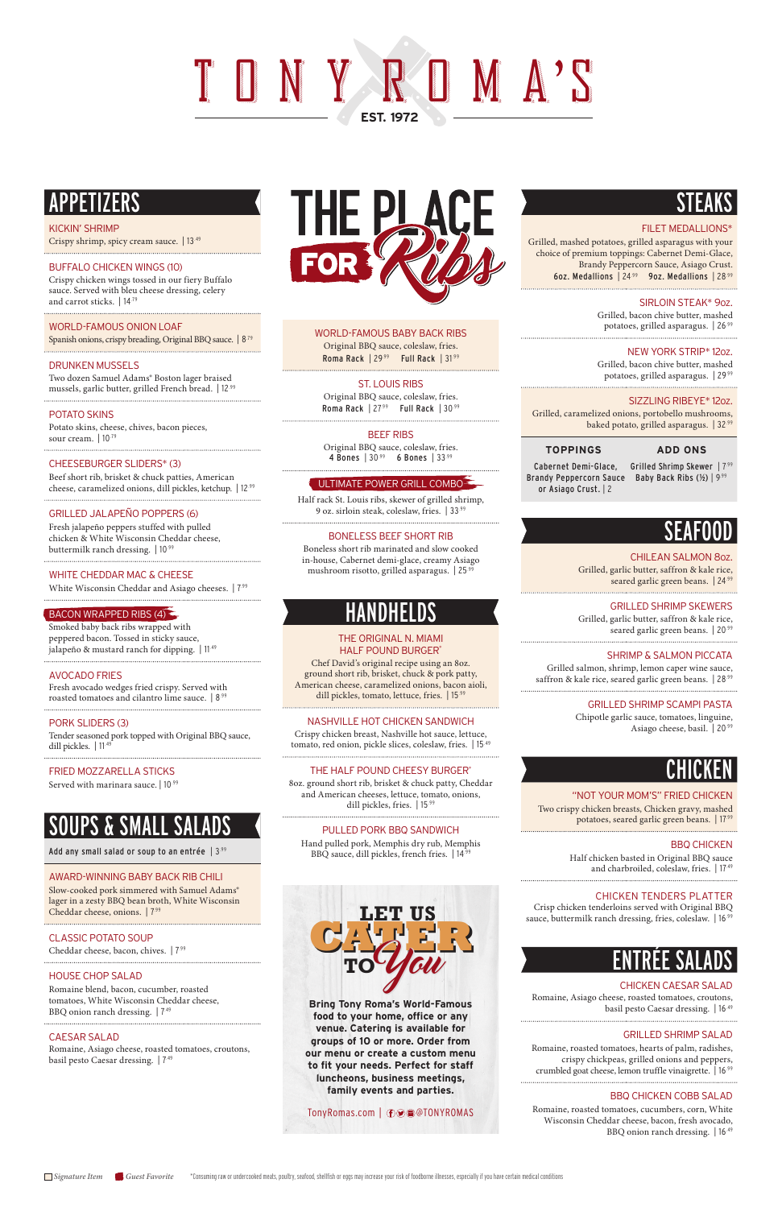# TONY ROMA'S

EST. 1972

## APPETIZERS

### KICKIN' SHRIMP
Crispy shrimp, spicy cream sauce. | 13.49

### BUFFALO CHICKEN WINGS (10)
Crispy chicken wings tossed in our fiery Buffalo sauce. Served with bleu cheese dressing, celery and carrot sticks. | 14.79

### WORLD-FAMOUS ONION LOAF
Spanish onions, crispy breading, Original BBQ sauce. | 8.79

### DRUNKEN MUSSELS
Two dozen Samuel Adams® Boston lager braised mussels, garlic butter, grilled French bread. | 12.99

### POTATO SKINS
Potato skins, cheese, chives, bacon pieces, sour cream. | 10.79

### CHEESEBURGER SLIDERS* (3)
Beef short rib, brisket & chuck patties, American cheese, caramelized onions, dill pickles, ketchup. | 12.99

### GRILLED JALAPEÑO POPPERS (6)
Fresh jalapeño peppers stuffed with pulled chicken & White Wisconsin Cheddar cheese, buttermilk ranch dressing. | 10.99

### WHITE CHEDDAR MAC & CHEESE
White Wisconsin Cheddar and Asiago cheeses. | 7.99

### BACON WRAPPED RIBS (4)
Smoked baby back ribs wrapped with peppered bacon. Tossed in sticky sauce, jalapeño & mustard ranch for dipping. | 11.49

### AVOCADO FRIES
Fresh avocado wedges fried crispy. Served with roasted tomatoes and cilantro lime sauce. | 8.99

### PORK SLIDERS (3)
Tender seasoned pork topped with Original BBQ sauce, dill pickles. | 11.49

### FRIED MOZZARELLA STICKS
Served with marinara sauce. | 10.99

## SOUPS & SMALL SALADS

Add any small salad or soup to an entrée | 3.99

### AWARD-WINNING BABY BACK RIB CHILI
Slow-cooked pork simmered with Samuel Adams® lager in a zesty BBQ bean broth, White Wisconsin Cheddar cheese, onions. | 7.99

### CLASSIC POTATO SOUP
Cheddar cheese, bacon, chives. | 7.99

### HOUSE CHOP SALAD
Romaine blend, bacon, cucumber, roasted tomatoes, White Wisconsin Cheddar cheese, BBQ onion ranch dressing. | 7.49

### CAESAR SALAD
Romaine, Asiago cheese, roasted tomatoes, croutons, basil pesto Caesar dressing. | 7.49

## THE PLACE FOR Ribs

### WORLD-FAMOUS BABY BACK RIBS
Original BBQ sauce, coleslaw, fries.
Roma Rack | 29.99 Full Rack | 31.99

### ST. LOUIS RIBS
Original BBQ sauce, coleslaw, fries.
Roma Rack | 27.99 Full Rack | 30.99

### BEEF RIBS
Original BBQ sauce, coleslaw, fries.
4 Bones | 30.99 6 Bones | 33.99

### ULTIMATE POWER GRILL COMBO
Half rack St. Louis ribs, skewer of grilled shrimp, 9 oz. sirloin steak, coleslaw, fries. | 33.99

### BONELESS BEEF SHORT RIB
Boneless short rib marinated and slow cooked in-house, Cabernet demi-glace, creamy Asiago mushroom risotto, grilled asparagus. | 25.99

## HANDHELDS

### THE ORIGINAL N. MIAMI HALF POUND BURGER*
Chef David's original recipe using an 8oz. ground short rib, brisket, chuck & pork patty, American cheese, caramelized onions, bacon aioli, dill pickles, tomato, lettuce, fries. | 15.99

### NASHVILLE HOT CHICKEN SANDWICH
Crispy chicken breast, Nashville hot sauce, lettuce, tomato, red onion, pickle slices, coleslaw, fries. | 15.49

### THE HALF POUND CHEESY BURGER*
8oz. ground short rib, brisket & chuck patty, Cheddar and American cheeses, lettuce, tomato, onions, dill pickles, fries. | 15.99

### PULLED PORK BBQ SANDWICH
Hand pulled pork, Memphis dry rub, Memphis BBQ sauce, dill pickles, french fries. | 14.99

## LET US CATER TO You

Bring Tony Roma's World-Famous food to your home, office or any venue. Catering is available for groups of 10 or more. Order from our menu or create a custom menu to fit your needs. Perfect for staff luncheons, business meetings, family events and parties.

TonyRomas.com | @TONYROMAS

## STEAKS

### FILET MEDALLIONS*
Grilled, mashed potatoes, grilled asparagus with your choice of premium toppings: Cabernet Demi-Glace, Brandy Peppercorn Sauce, Asiago Crust.
6oz. Medallions | 24.99 9oz. Medallions | 28.99

### SIRLOIN STEAK* 9oz.
Grilled, bacon chive butter, mashed potatoes, grilled asparagus. | 26.99

### NEW YORK STRIP* 12oz.
Grilled, bacon chive butter, mashed potatoes, grilled asparagus. | 29.99

### SIZZLING RIBEYE* 12oz.
Grilled, caramelized onions, portobello mushrooms, baked potato, grilled asparagus. | 32.99

| TOPPINGS | ADD ONS |
| --- | --- |
| Cabernet Demi-Glace, Brandy Peppercorn Sauce or Asiago Crust. \| 2 | Grilled Shrimp Skewer \| 7.99<br>Baby Back Ribs (½) \| 9.99 |

## SEAFOOD

### CHILEAN SALMON 8oz.
Grilled, garlic butter, saffron & kale rice, seared garlic green beans. | 24.99

### GRILLED SHRIMP SKEWERS
Grilled, garlic butter, saffron & kale rice, seared garlic green beans. | 20.99

### SHRIMP & SALMON PICCATA
Grilled salmon, shrimp, lemon caper wine sauce, saffron & kale rice, seared garlic green beans. | 28.99

### GRILLED SHRIMP SCAMPI PASTA
Chipotle garlic sauce, tomatoes, linguine, Asiago cheese, basil. | 20.99

## CHICKEN

### "NOT YOUR MOM'S" FRIED CHICKEN
Two crispy chicken breasts, Chicken gravy, mashed potatoes, seared garlic green beans. | 17.99

### BBQ CHICKEN
Half chicken basted in Original BBQ sauce and charbroiled, coleslaw, fries. | 17.49

### CHICKEN TENDERS PLATTER
Crisp chicken tenderloins served with Original BBQ sauce, buttermilk ranch dressing, fries, coleslaw. | 16.99

## ENTRÉE SALADS

### CHICKEN CAESAR SALAD
Romaine, Asiago cheese, roasted tomatoes, croutons, basil pesto Caesar dressing. | 16.49

### GRILLED SHRIMP SALAD
Romaine, roasted tomatoes, hearts of palm, radishes, crispy chickpeas, grilled onions and peppers, crumbled goat cheese, lemon truffle vinaigrette. | 16.99

### BBQ CHICKEN COBB SALAD
Romaine, roasted tomatoes, cucumbers, corn, White Wisconsin Cheddar cheese, bacon, fresh avocado, BBQ onion ranch dressing. | 16.49

*Signature Item* *Guest Favorite* *Consuming raw or undercooked meats, poultry, seafood, shellfish or eggs may increase your risk of foodborne illnesses, especially if you have certain medical conditions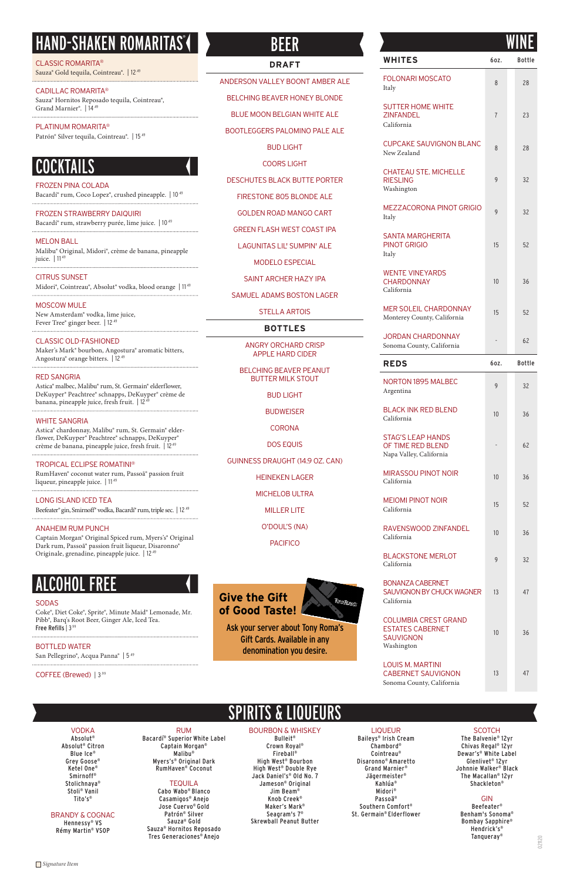# HAND-SHAKEN ROMARITAS®

**CLASSIC ROMARITA®**
Sauza® Gold tequila, Cointreau®. | 12.49

**CADILLAC ROMARITA®**
Sauza® Hornitos Reposado tequila, Cointreau®, Grand Marnier®. | 14.49

**PLATINUM ROMARITA®**
Patrón® Silver tequila, Cointreau®. | 15.49

# COCKTAILS

**FROZEN PINA COLADA**
Bacardí® rum, Coco Lopez®, crushed pineapple. | 10.49

**FROZEN STRAWBERRY DAIQUIRI**
Bacardí® rum, strawberry purée, lime juice. | 10.49

**MELON BALL**
Malibu® Original, Midori®, crème de banana, pineapple juice. | 11.49

**CITRUS SUNSET**
Midori®, Cointreau®, Absolut® vodka, blood orange | 11.49

**MOSCOW MULE**
New Amsterdam® vodka, lime juice, Fever Tree® ginger beer. | 12.49

**CLASSIC OLD-FASHIONED**
Maker's Mark® bourbon, Angostura® aromatic bitters, Angostura® orange bitters. | 12.49

**RED SANGRIA**
Astica® malbec, Malibu® rum, St. Germain® elderflower, DeKuyper® Peachtree® schnapps, DeKuyper® crème de banana, pineapple juice, fresh fruit. | 12.49

**WHITE SANGRIA**
Astica® chardonnay, Malibu® rum, St. Germain® elderflower, DeKuyper® Peachtree® schnapps, DeKuyper® crème de banana, pineapple juice, fresh fruit. | 12.49

**TROPICAL ECLIPSE ROMATINI®**
RumHaven® coconut water rum, Passoã® passion fruit liqueur, pineapple juice. | 11.49

**LONG ISLAND ICED TEA**
Beefeater® gin, Smirnoff® vodka, Bacardí® rum, triple sec. | 12.49

**ANAHEIM RUM PUNCH**
Captain Morgan® Original Spiced rum, Myers's® Original Dark rum, Passoã® passion fruit liqueur, Disaronno® Originale, grenadine, pineapple juice. | 12.49

# ALCOHOL FREE

**SODAS**
Coke®, Diet Coke®, Sprite®, Minute Maid® Lemonade, Mr. Pibb®, Barq's Root Beer, Ginger Ale, Iced Tea.
Free Refills | 3.99

**BOTTLED WATER**
San Pellegrino®, Acqua Panna® | 5.49

**COFFEE (Brewed)** | 3.99

# BEER

## DRAFT

- ANDERSON VALLEY BOONT AMBER ALE
- BELCHING BEAVER HONEY BLONDE
- BLUE MOON BELGIAN WHITE ALE
- BOOTLEGGERS PALOMINO PALE ALE
- BUD LIGHT
- COORS LIGHT
- DESCHUTES BLACK BUTTE PORTER
- FIRESTONE 805 BLONDE ALE
- GOLDEN ROAD MANGO CART
- GREEN FLASH WEST COAST IPA
- LAGUNITAS LIL' SUMPIN' ALE
- MODELO ESPECIAL
- SAINT ARCHER HAZY IPA
- SAMUEL ADAMS BOSTON LAGER
- STELLA ARTOIS

## BOTTLES

- ANGRY ORCHARD CRISP APPLE HARD CIDER
- BELCHING BEAVER PEANUT BUTTER MILK STOUT
- BUD LIGHT
- BUDWEISER
- CORONA
- DOS EQUIS
- GUINNESS DRAUGHT (14.9 OZ. CAN)
- HEINEKEN LAGER
- MICHELOB ULTRA
- MILLER LITE
- O'DOUL'S (NA)
- PACIFICO

**Give the Gift of Good Taste!**
Ask your server about Tony Roma's Gift Cards. Available in any denomination you desire.

# WINE

| WHITES | 6oz. | Bottle |
|---|---|---|
| FOLONARI MOSCATO<br>Italy | 8 | 28 |
| SUTTER HOME WHITE ZINFANDEL<br>California | 7 | 23 |
| CUPCAKE SAUVIGNON BLANC<br>New Zealand | 8 | 28 |
| CHATEAU STE. MICHELLE RIESLING<br>Washington | 9 | 32 |
| MEZZACORONA PINOT GRIGIO<br>Italy | 9 | 32 |
| SANTA MARGHERITA PINOT GRIGIO<br>Italy | 15 | 52 |
| WENTE VINEYARDS CHARDONNAY<br>California | 10 | 36 |
| MER SOLEIL CHARDONNAY<br>Monterey County, California | 15 | 52 |
| JORDAN CHARDONNAY<br>Sonoma County, California | - | 62 |

| REDS | 6oz. | Bottle |
|---|---|---|
| NORTON 1895 MALBEC<br>Argentina | 9 | 32 |
| BLACK INK RED BLEND<br>California | 10 | 36 |
| STAG'S LEAP HANDS OF TIME RED BLEND<br>Napa Valley, California | - | 62 |
| MIRASSOU PINOT NOIR<br>California | 10 | 36 |
| MEIOMI PINOT NOIR<br>California | 15 | 52 |
| RAVENSWOOD ZINFANDEL<br>California | 10 | 36 |
| BLACKSTONE MERLOT<br>California | 9 | 32 |
| BONANZA CABERNET SAUVIGNON BY CHUCK WAGNER<br>California | 13 | 47 |
| COLUMBIA CREST GRAND ESTATES CABERNET SAUVIGNON<br>Washington | 10 | 36 |
| LOUIS M. MARTINI CABERNET SAUVIGNON<br>Sonoma County, California | 13 | 47 |

# SPIRITS & LIQUEURS

**VODKA**
Absolut®
Absolut® Citron
Blue Ice®
Grey Goose®
Ketel One®
Smirnoff®
Stolichnaya®
Stoli® Vanil
Tito's®

**BRANDY & COGNAC**
Hennessy® VS
Rémy Martin® VSOP

**RUM**
Bacardí® Superior White Label
Captain Morgan®
Malibu®
Myers's® Original Dark
RumHaven® Coconut

**TEQUILA**
Cabo Wabo® Blanco
Casamigos® Anejo
Jose Cuervo® Gold
Patrón® Silver
Sauza® Gold
Sauza® Hornitos Reposado
Tres Generaciones® Anejo

**BOURBON & WHISKEY**
Bulleit®
Crown Royal®
Fireball®
High West® Bourbon
High West® Double Rye
Jack Daniel's® Old No. 7
Jameson® Original
Jim Beam®
Knob Creek®
Maker's Mark®
Seagram's 7®
Skrewball Peanut Butter

**LIQUEUR**
Baileys® Irish Cream
Chambord®
Cointreau®
Disaronno® Amaretto
Grand Marnier®
Jägermeister®
Kahlúa®
Midori®
Passoã®
Southern Comfort®
St. Germain® Elderflower

**SCOTCH**
The Balvenie® 12yr
Chivas Regal® 12yr
Dewar's® White Label
Glenlivet® 12yr
Johnnie Walker® Black
The Macallan® 12yr
Shackleton®

**GIN**
Beefeater®
Benham's Sonoma®
Bombay Sapphire®
Hendrick's®
Tanqueray®

*Signature Item*